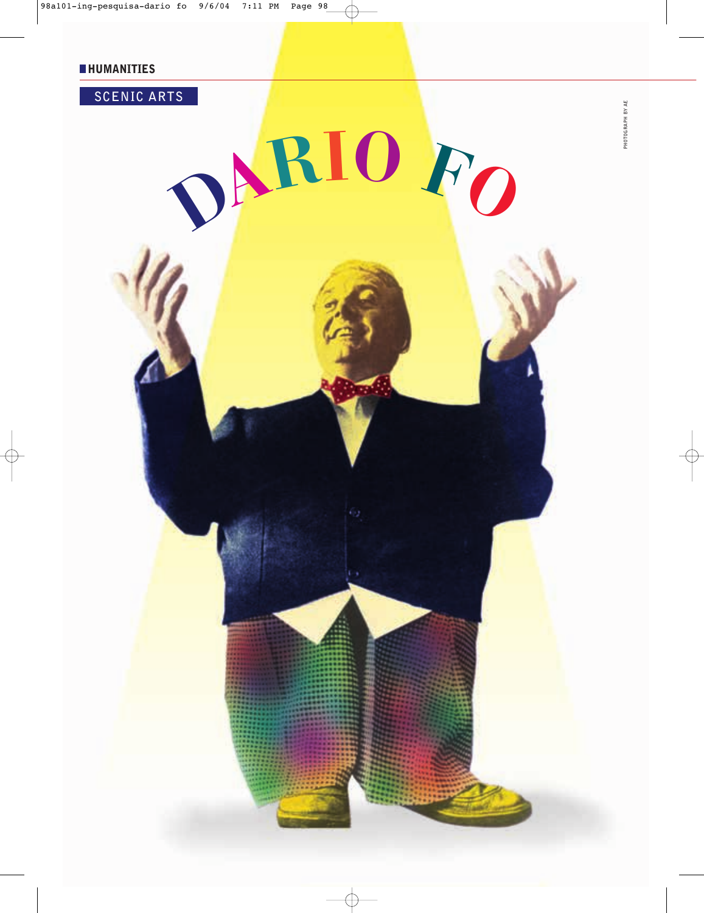HUMANITIES

SCENIC ARTS

# DARIO FO

PHOTOGRAPH BY AE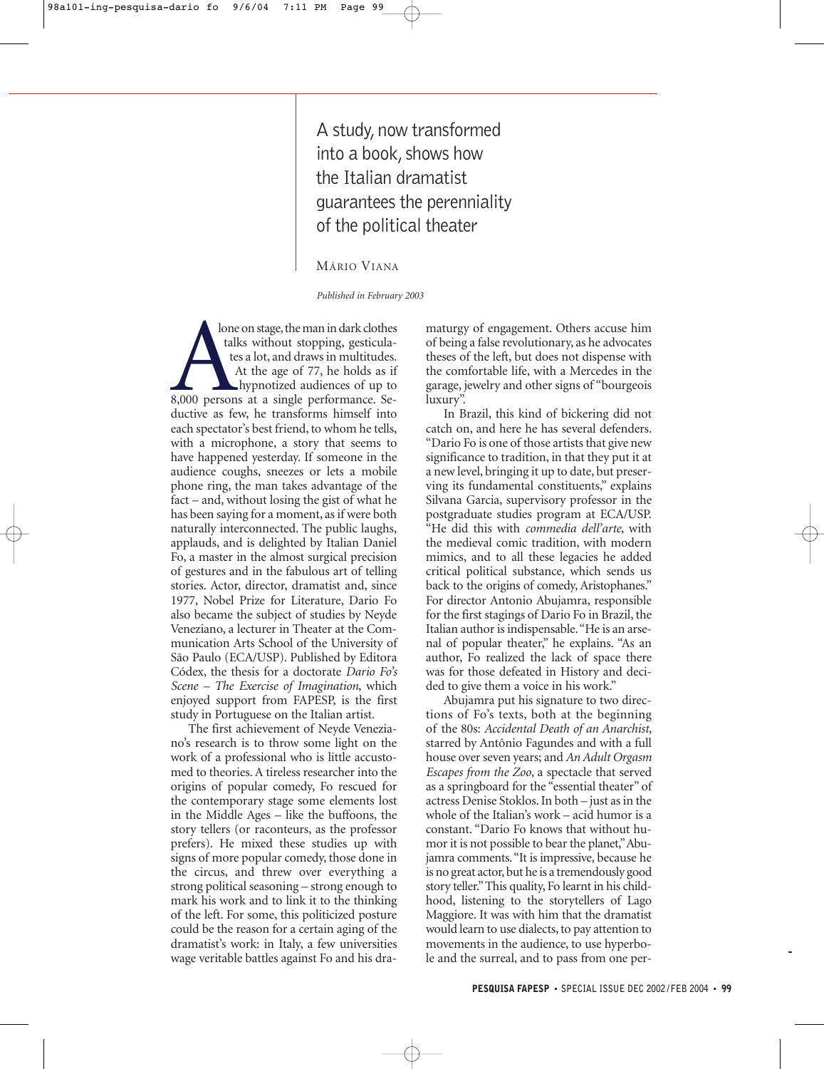A study, now transformed into a book, shows how the Italian dramatist guarantees the perenniality of the political theater

MÁRIO VIANA

*Published in February 2003*

Alone on stage, the man in dark clothes talks without stopping, gesticulates a lot, and draws in multitudes. At the age of 77, he holds as if hypnotized audiences of up to 8,000 persons at a single performance. Seductive as few, he transforms himself into each spectator's best friend, to whom he tells, with a microphone, a story that seems to have happened yesterday. If someone in the audience coughs, sneezes or lets a mobile phone ring, the man takes advantage of the fact – and, without losing the gist of what he has been saying for a moment, as if were both naturally interconnected. The public laughs, applauds, and is delighted by Italian Daniel Fo, a master in the almost surgical precision of gestures and in the fabulous art of telling stories. Actor, director, dramatist and, since 1977, Nobel Prize for Literature, Dario Fo also became the subject of studies by Neyde Veneziano, a lecturer in Theater at the Communication Arts School of the University of São Paulo (ECA/USP). Published by Editora Códex, the thesis for a doctorate *Dario Fo's Scene – The Exercise of Imagination*, which enjoyed support from FAPESP, is the first study in Portuguese on the Italian artist.

The first achievement of Neyde Veneziano's research is to throw some light on the work of a professional who is little accustomed to theories. A tireless researcher into the origins of popular comedy, Fo rescued for the contemporary stage some elements lost in the Middle Ages – like the buffoons, the story tellers (or raconteurs, as the professor prefers). He mixed these studies up with signs of more popular comedy, those done in the circus, and threw over everything a strong political seasoning – strong enough to mark his work and to link it to the thinking of the left. For some, this politicized posture could be the reason for a certain aging of the dramatist's work: in Italy, a few universities wage veritable battles against Fo and his dramaturgy of engagement. Others accuse him of being a false revolutionary, as he advocates theses of the left, but does not dispense with the comfortable life, with a Mercedes in the garage, jewelry and other signs of "bourgeois luxury".

In Brazil, this kind of bickering did not catch on, and here he has several defenders. "Dario Fo is one of those artists that give new significance to tradition, in that they put it at a new level, bringing it up to date, but preserving its fundamental constituents," explains Silvana Garcia, supervisory professor in the postgraduate studies program at ECA/USP. "He did this with *commedia dell'arte*, with the medieval comic tradition, with modern mimics, and to all these legacies he added critical political substance, which sends us back to the origins of comedy, Aristophanes." For director Antonio Abujamra, responsible for the first stagings of Dario Fo in Brazil, the Italian author is indispensable. "He is an arsenal of popular theater," he explains. "As an author, Fo realized the lack of space there was for those defeated in History and decided to give them a voice in his work."

Abujamra put his signature to two directions of Fo's texts, both at the beginning of the 80s: *Accidental Death of an Anarchist*, starred by Antônio Fagundes and with a full house over seven years; and *An Adult Orgasm Escapes from the Zoo*, a spectacle that served as a springboard for the "essential theater" of actress Denise Stoklos. In both – just as in the whole of the Italian's work – acid humor is a constant. "Dario Fo knows that without humor it is not possible to bear the planet," Abujamra comments. "It is impressive, because he is no great actor, but he is a tremendously good story teller." This quality, Fo learnt in his childhood, listening to the storytellers of Lago Maggiore. It was with him that the dramatist would learn to use dialects, to pay attention to movements in the audience, to use hyperbole and the surreal, and to pass from one per-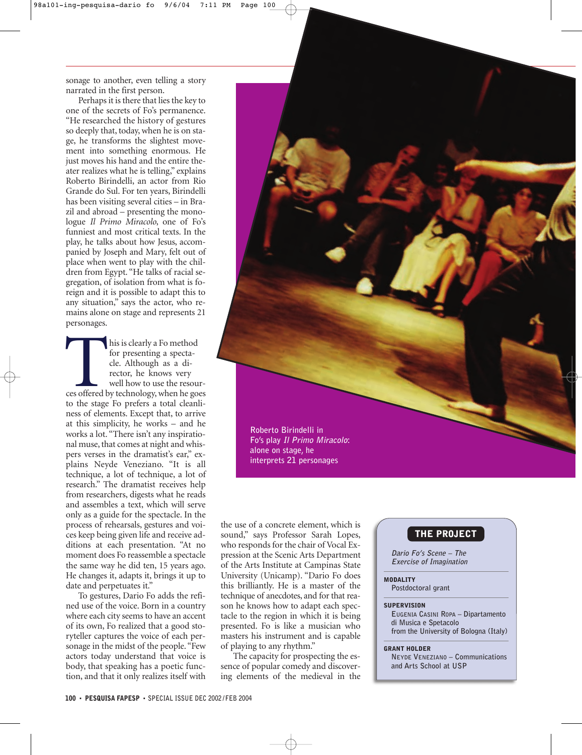sonage to another, even telling a story narrated in the first person.

Perhaps it is there that lies the key to one of the secrets of Fo's permanence. "He researched the history of gestures so deeply that, today, when he is on stage, he transforms the slightest movement into something enormous. He just moves his hand and the entire theater realizes what he is telling," explains Roberto Birindelli, an actor from Rio Grande do Sul. For ten years, Birindelli has been visiting several cities – in Brazil and abroad – presenting the monologue *Il Primo Miracolo*, one of Fo's funniest and most critical texts. In the play, he talks about how Jesus, accompanied by Joseph and Mary, felt out of place when went to play with the children from Egypt. "He talks of racial segregation, of isolation from what is foreign and it is possible to adapt this to any situation," says the actor, who remains alone on stage and represents 21 personages.

This is clearly a Fo method for presenting a spectacle. Although as a director, he knows very well how to use the resources offered by technology, when he goes to the stage Fo prefers a total cleanliness of elements. Except that, to arrive at this simplicity, he works – and he works a lot. "There isn't any inspirational muse, that comes at night and whispers verses in the dramatist's ear," explains Neyde Veneziano. "It is all technique, a lot of technique, a lot of research." The dramatist receives help from researchers, digests what he reads and assembles a text, which will serve only as a guide for the spectacle. In the process of rehearsals, gestures and voices keep being given life and receive additions at each presentation. "At no moment does Fo reassemble a spectacle the same way he did ten, 15 years ago. He changes it, adapts it, brings it up to date and perpetuates it."

To gestures, Dario Fo adds the refined use of the voice. Born in a country where each city seems to have an accent of its own, Fo realized that a good storyteller captures the voice of each personage in the midst of the people. "Few actors today understand that voice is body, that speaking has a poetic function, and that it only realizes itself with the use of a concrete element, which is sound," says Professor Sarah Lopes, who responds for the chair of Vocal Expression at the Scenic Arts Department of the Arts Institute at Campinas State University (Unicamp). "Dario Fo does this brilliantly. He is a master of the technique of anecdotes, and for that reason he knows how to adapt each spectacle to the region in which it is being presented. Fo is like a musician who masters his instrument and is capable of playing to any rhythm."

The capacity for prospecting the essence of popular comedy and discovering elements of the medieval in the

Roberto Birindelli in Fo's play *Il Primo Miracolo*: alone on stage, he interprets 21 personages

**THE PROJECT**

*Dario Fo's Scene – The Exercise of Imagination*

**MODALITY**
Postdoctoral grant

**SUPERVISION**
Eugenia Casini Ropa – Dipartamento di Musica e Spetacolo from the University of Bologna (Italy)

**GRANT HOLDER**
Neyde Veneziano – Communications and Arts School at USP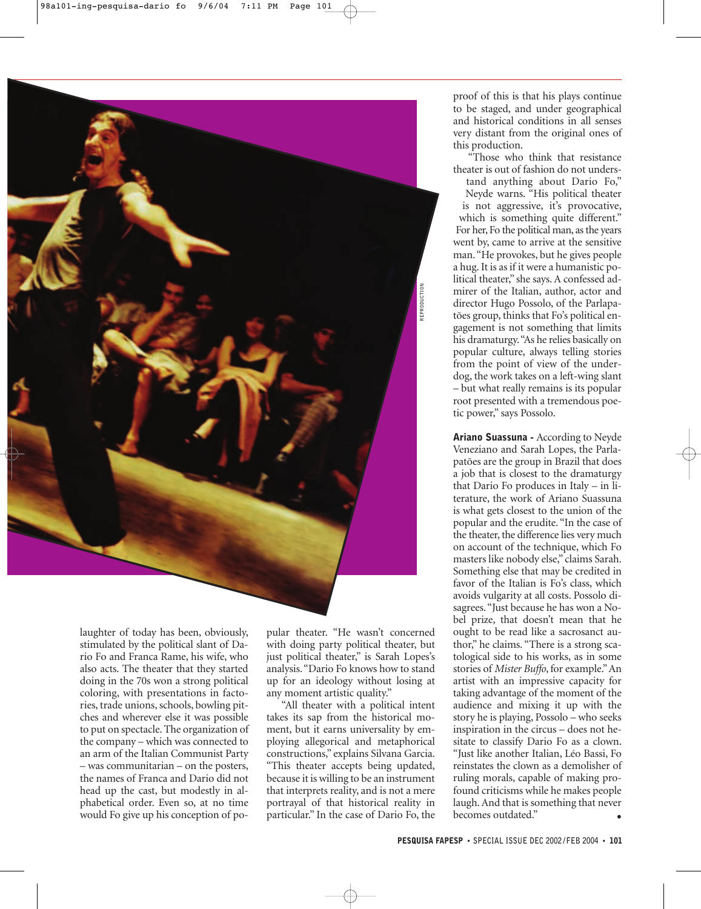laughter of today has been, obviously, stimulated by the political slant of Dario Fo and Franca Rame, his wife, who also acts. The theater that they started doing in the 70s won a strong political coloring, with presentations in factories, trade unions, schools, bowling pitches and wherever else it was possible to put on spectacle. The organization of the company – which was connected to an arm of the Italian Communist Party – was communitarian – on the posters, the names of Franca and Dario did not head up the cast, but modestly in alphabetical order. Even so, at no time would Fo give up his conception of popular theater. "He wasn't concerned with doing party political theater, but just political theater," is Sarah Lopes's analysis. "Dario Fo knows how to stand up for an ideology without losing at any moment artistic quality."

"All theater with a political intent takes its sap from the historical moment, but it earns universality by employing allegorical and metaphorical constructions," explains Silvana Garcia. "This theater accepts being updated, because it is willing to be an instrument that interprets reality, and is not a mere portrayal of that historical reality in particular." In the case of Dario Fo, the proof of this is that his plays continue to be staged, and under geographical and historical conditions in all senses very distant from the original ones of this production.

"Those who think that resistance theater is out of fashion do not understand anything about Dario Fo," Neyde warns. "His political theater is not aggressive, it's provocative, which is something quite different." For her, Fo the political man, as the years went by, came to arrive at the sensitive man. "He provokes, but he gives people a hug. It is as if it were a humanistic political theater," she says. A confessed admirer of the Italian, author, actor and director Hugo Possolo, of the Parlapatões group, thinks that Fo's political engagement is not something that limits his dramaturgy. "As he relies basically on popular culture, always telling stories from the point of view of the underdog, the work takes on a left-wing slant – but what really remains is its popular root presented with a tremendous poetic power," says Possolo.

**Ariano Suassuna -** According to Neyde Veneziano and Sarah Lopes, the Parlapatões are the group in Brazil that does a job that is closest to the dramaturgy that Dario Fo produces in Italy – in literature, the work of Ariano Suassuna is what gets closest to the union of the popular and the erudite. "In the case of the theater, the difference lies very much on account of the technique, which Fo masters like nobody else," claims Sarah. Something else that may be credited in favor of the Italian is Fo's class, which avoids vulgarity at all costs. Possolo disagrees. "Just because he has won a Nobel prize, that doesn't mean that he ought to be read like a sacrosanct author," he claims. "There is a strong scatological side to his works, as in some stories of *Mister Buffo*, for example." An artist with an impressive capacity for taking advantage of the moment of the audience and mixing it up with the story he is playing, Possolo – who seeks inspiration in the circus – does not hesitate to classify Dario Fo as a clown. "Just like another Italian, Léo Bassi, Fo reinstates the clown as a demolisher of ruling morals, capable of making profound criticisms while he makes people laugh. And that is something that never becomes outdated." •